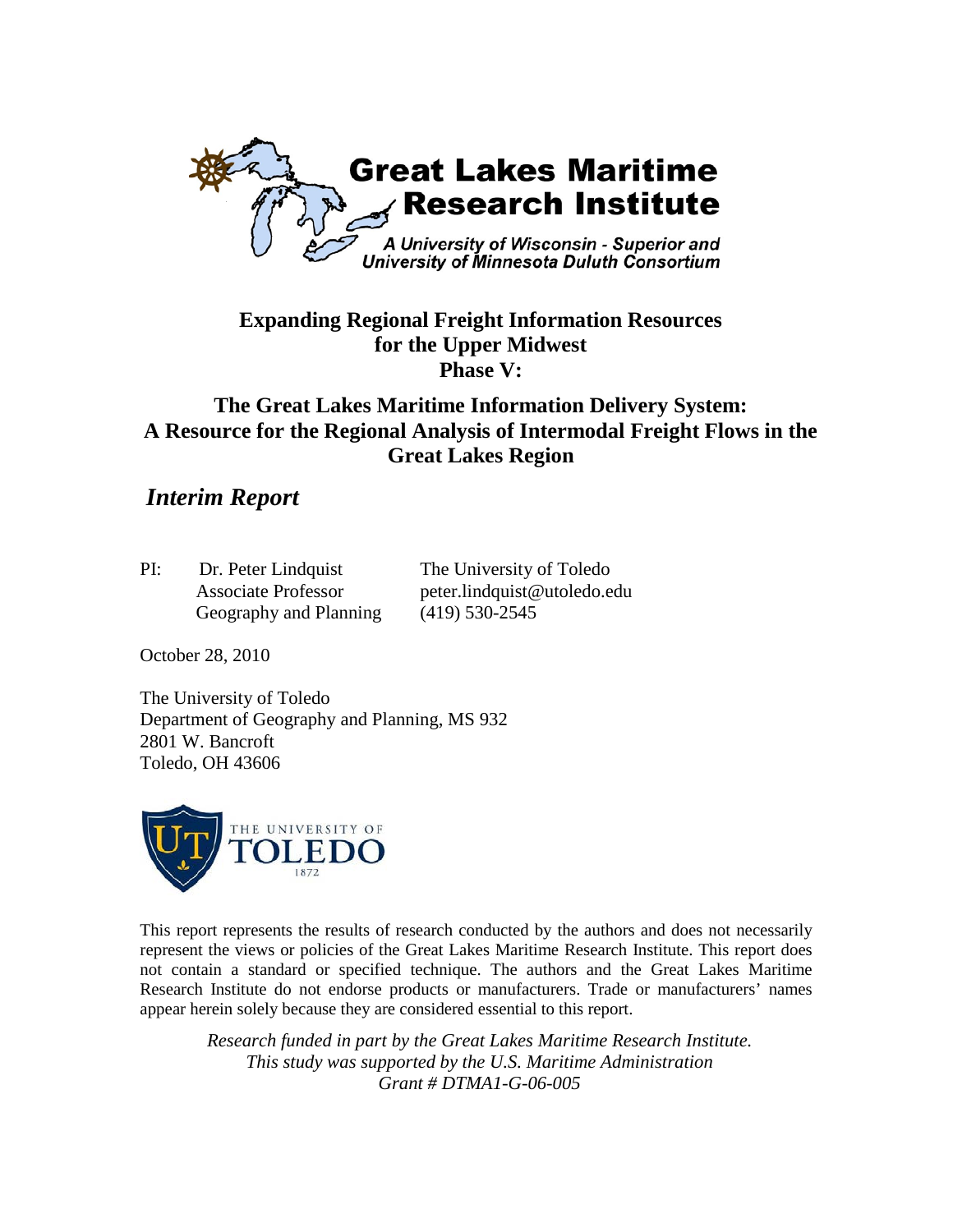**Great Lakes Maritime Research Institute**

*A University of Wisconsin - Superior and University of Minnesota Duluth Consortium*

# Expanding Regional Freight Information Resources for the Upper Midwest Phase V:

# The Great Lakes Maritime Information Delivery System: A Resource for the Regional Analysis of Intermodal Freight Flows in the Great Lakes Region

## *Interim Report*

PI: Dr. Peter Lindquist
Associate Professor
Geography and Planning

The University of Toledo
peter.lindquist@utoledo.edu
(419) 530-2545

October 28, 2010

The University of Toledo
Department of Geography and Planning, MS 932
2801 W. Bancroft
Toledo, OH 43606

THE UNIVERSITY OF TOLEDO 1872

This report represents the results of research conducted by the authors and does not necessarily represent the views or policies of the Great Lakes Maritime Research Institute. This report does not contain a standard or specified technique. The authors and the Great Lakes Maritime Research Institute do not endorse products or manufacturers. Trade or manufacturers' names appear herein solely because they are considered essential to this report.

*Research funded in part by the Great Lakes Maritime Research Institute.*
*This study was supported by the U.S. Maritime Administration*
*Grant # DTMA1-G-06-005*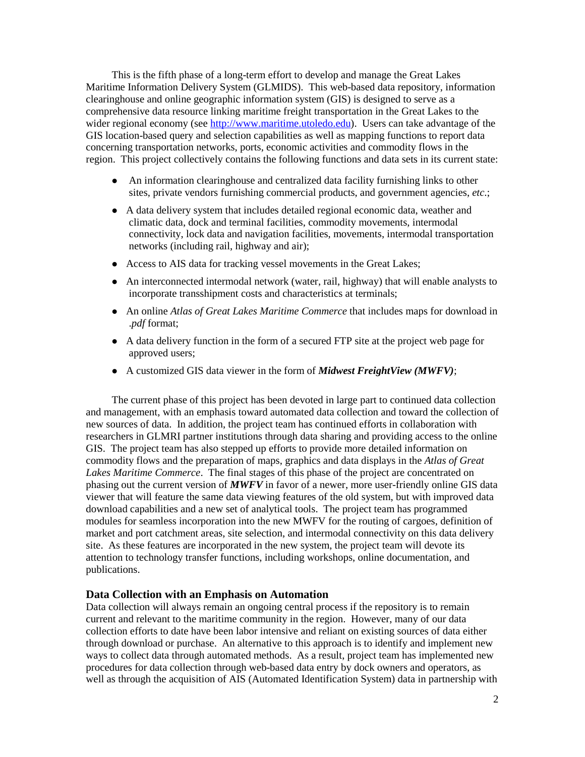This is the fifth phase of a long-term effort to develop and manage the Great Lakes Maritime Information Delivery System (GLMIDS). This web-based data repository, information clearinghouse and online geographic information system (GIS) is designed to serve as a comprehensive data resource linking maritime freight transportation in the Great Lakes to the wider regional economy (see [http://www.maritime.utoledo.edu](http://www.maritime.utoledo.edu)). Users can take advantage of the GIS location-based query and selection capabilities as well as mapping functions to report data concerning transportation networks, ports, economic activities and commodity flows in the region. This project collectively contains the following functions and data sets in its current state:

- An information clearinghouse and centralized data facility furnishing links to other sites, private vendors furnishing commercial products, and government agencies, *etc*.;
- A data delivery system that includes detailed regional economic data, weather and climatic data, dock and terminal facilities, commodity movements, intermodal connectivity, lock data and navigation facilities, movements, intermodal transportation networks (including rail, highway and air);
- Access to AIS data for tracking vessel movements in the Great Lakes;
- An interconnected intermodal network (water, rail, highway) that will enable analysts to incorporate transshipment costs and characteristics at terminals;
- An online *Atlas of Great Lakes Maritime Commerce* that includes maps for download in *.pdf* format;
- A data delivery function in the form of a secured FTP site at the project web page for approved users;
- A customized GIS data viewer in the form of ***Midwest FreightView (MWFV)***;

The current phase of this project has been devoted in large part to continued data collection and management, with an emphasis toward automated data collection and toward the collection of new sources of data. In addition, the project team has continued efforts in collaboration with researchers in GLMRI partner institutions through data sharing and providing access to the online GIS. The project team has also stepped up efforts to provide more detailed information on commodity flows and the preparation of maps, graphics and data displays in the *Atlas of Great Lakes Maritime Commerce*. The final stages of this phase of the project are concentrated on phasing out the current version of ***MWFV*** in favor of a newer, more user-friendly online GIS data viewer that will feature the same data viewing features of the old system, but with improved data download capabilities and a new set of analytical tools. The project team has programmed modules for seamless incorporation into the new MWFV for the routing of cargoes, definition of market and port catchment areas, site selection, and intermodal connectivity on this data delivery site. As these features are incorporated in the new system, the project team will devote its attention to technology transfer functions, including workshops, online documentation, and publications.

## Data Collection with an Emphasis on Automation

Data collection will always remain an ongoing central process if the repository is to remain current and relevant to the maritime community in the region. However, many of our data collection efforts to date have been labor intensive and reliant on existing sources of data either through download or purchase. An alternative to this approach is to identify and implement new ways to collect data through automated methods. As a result, project team has implemented new procedures for data collection through web-based data entry by dock owners and operators, as well as through the acquisition of AIS (Automated Identification System) data in partnership with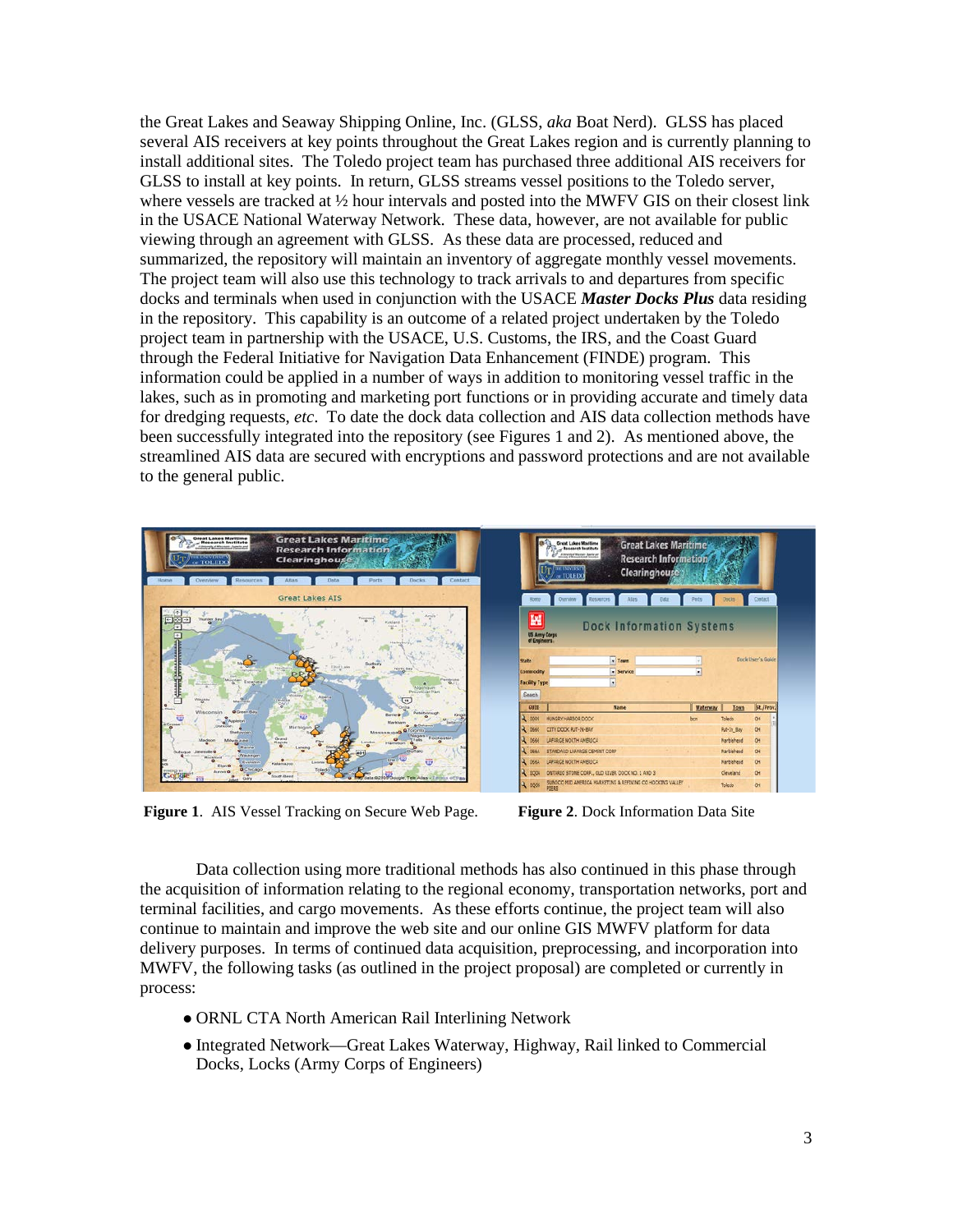the Great Lakes and Seaway Shipping Online, Inc. (GLSS, *aka* Boat Nerd). GLSS has placed several AIS receivers at key points throughout the Great Lakes region and is currently planning to install additional sites. The Toledo project team has purchased three additional AIS receivers for GLSS to install at key points. In return, GLSS streams vessel positions to the Toledo server, where vessels are tracked at ½ hour intervals and posted into the MWFV GIS on their closest link in the USACE National Waterway Network. These data, however, are not available for public viewing through an agreement with GLSS. As these data are processed, reduced and summarized, the repository will maintain an inventory of aggregate monthly vessel movements. The project team will also use this technology to track arrivals to and departures from specific docks and terminals when used in conjunction with the USACE ***Master Docks Plus*** data residing in the repository. This capability is an outcome of a related project undertaken by the Toledo project team in partnership with the USACE, U.S. Customs, the IRS, and the Coast Guard through the Federal Initiative for Navigation Data Enhancement (FINDE) program. This information could be applied in a number of ways in addition to monitoring vessel traffic in the lakes, such as in promoting and marketing port functions or in providing accurate and timely data for dredging requests, *etc*. To date the dock data collection and AIS data collection methods have been successfully integrated into the repository (see Figures 1 and 2). As mentioned above, the streamlined AIS data are secured with encryptions and password protections and are not available to the general public.

**Figure 1**. AIS Vessel Tracking on Secure Web Page.

**Figure 2**. Dock Information Data Site

Data collection using more traditional methods has also continued in this phase through the acquisition of information relating to the regional economy, transportation networks, port and terminal facilities, and cargo movements. As these efforts continue, the project team will also continue to maintain and improve the web site and our online GIS MWFV platform for data delivery purposes. In terms of continued data acquisition, preprocessing, and incorporation into MWFV, the following tasks (as outlined in the project proposal) are completed or currently in process:

- ORNL CTA North American Rail Interlining Network
- Integrated Network—Great Lakes Waterway, Highway, Rail linked to Commercial Docks, Locks (Army Corps of Engineers)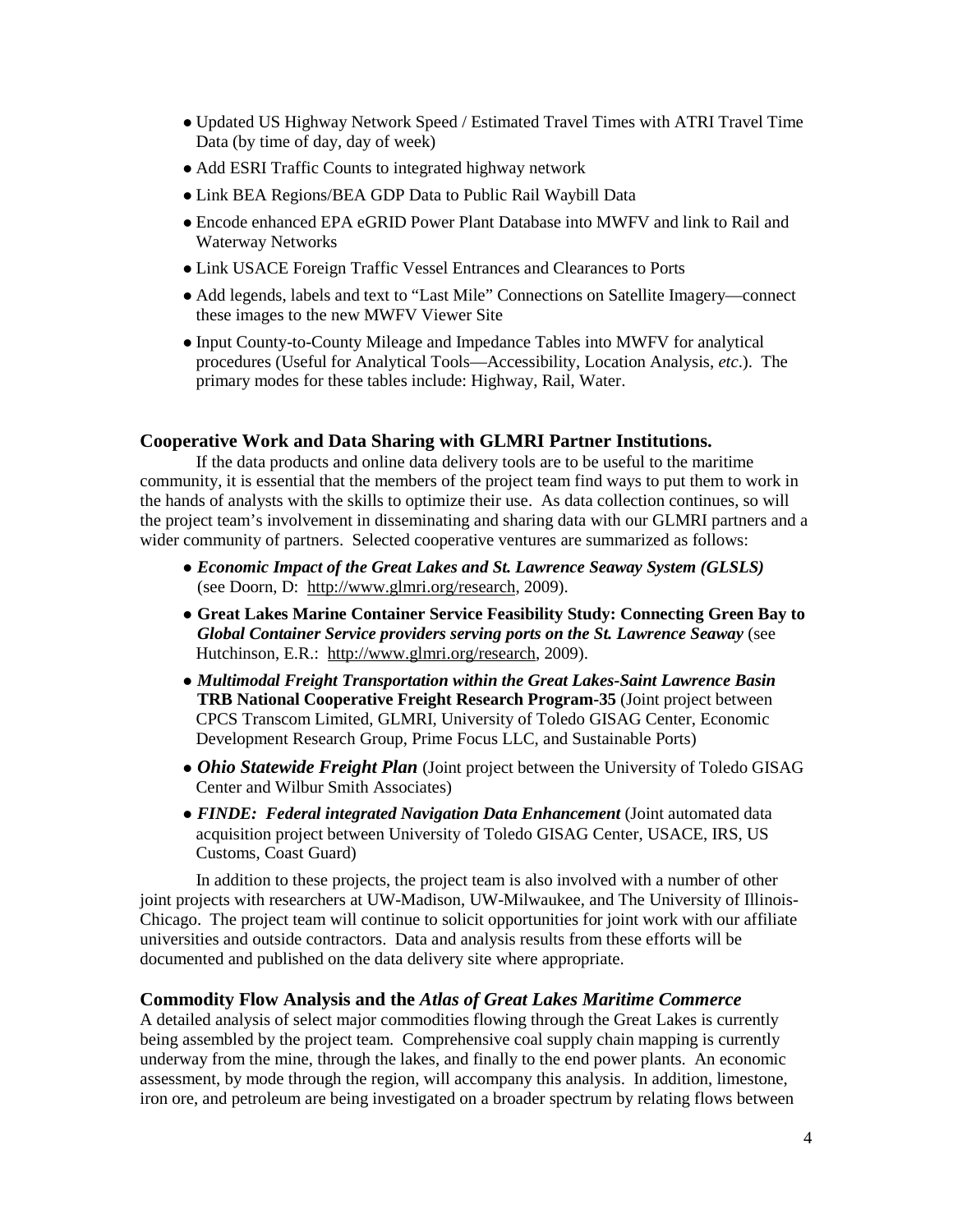- Updated US Highway Network Speed / Estimated Travel Times with ATRI Travel Time Data (by time of day, day of week)
- Add ESRI Traffic Counts to integrated highway network
- Link BEA Regions/BEA GDP Data to Public Rail Waybill Data
- Encode enhanced EPA eGRID Power Plant Database into MWFV and link to Rail and Waterway Networks
- Link USACE Foreign Traffic Vessel Entrances and Clearances to Ports
- Add legends, labels and text to "Last Mile" Connections on Satellite Imagery—connect these images to the new MWFV Viewer Site
- Input County-to-County Mileage and Impedance Tables into MWFV for analytical procedures (Useful for Analytical Tools—Accessibility, Location Analysis, *etc*.). The primary modes for these tables include: Highway, Rail, Water.

### Cooperative Work and Data Sharing with GLMRI Partner Institutions.

If the data products and online data delivery tools are to be useful to the maritime community, it is essential that the members of the project team find ways to put them to work in the hands of analysts with the skills to optimize their use. As data collection continues, so will the project team's involvement in disseminating and sharing data with our GLMRI partners and a wider community of partners. Selected cooperative ventures are summarized as follows:

- ***Economic Impact of the Great Lakes and St. Lawrence Seaway System (GLSLS)*** (see Doorn, D: http://www.glmri.org/research, 2009).
- **Great Lakes Marine Container Service Feasibility Study: Connecting Green Bay to *Global Container Service providers serving ports on the St. Lawrence Seaway*** (see Hutchinson, E.R.: http://www.glmri.org/research, 2009).
- ***Multimodal Freight Transportation within the Great Lakes-Saint Lawrence Basin* TRB National Cooperative Freight Research Program-35** (Joint project between CPCS Transcom Limited, GLMRI, University of Toledo GISAG Center, Economic Development Research Group, Prime Focus LLC, and Sustainable Ports)
- ***Ohio Statewide Freight Plan*** (Joint project between the University of Toledo GISAG Center and Wilbur Smith Associates)
- ***FINDE: Federal integrated Navigation Data Enhancement*** (Joint automated data acquisition project between University of Toledo GISAG Center, USACE, IRS, US Customs, Coast Guard)

In addition to these projects, the project team is also involved with a number of other joint projects with researchers at UW-Madison, UW-Milwaukee, and The University of Illinois-Chicago. The project team will continue to solicit opportunities for joint work with our affiliate universities and outside contractors. Data and analysis results from these efforts will be documented and published on the data delivery site where appropriate.

### Commodity Flow Analysis and the *Atlas of Great Lakes Maritime Commerce*

A detailed analysis of select major commodities flowing through the Great Lakes is currently being assembled by the project team. Comprehensive coal supply chain mapping is currently underway from the mine, through the lakes, and finally to the end power plants. An economic assessment, by mode through the region, will accompany this analysis. In addition, limestone, iron ore, and petroleum are being investigated on a broader spectrum by relating flows between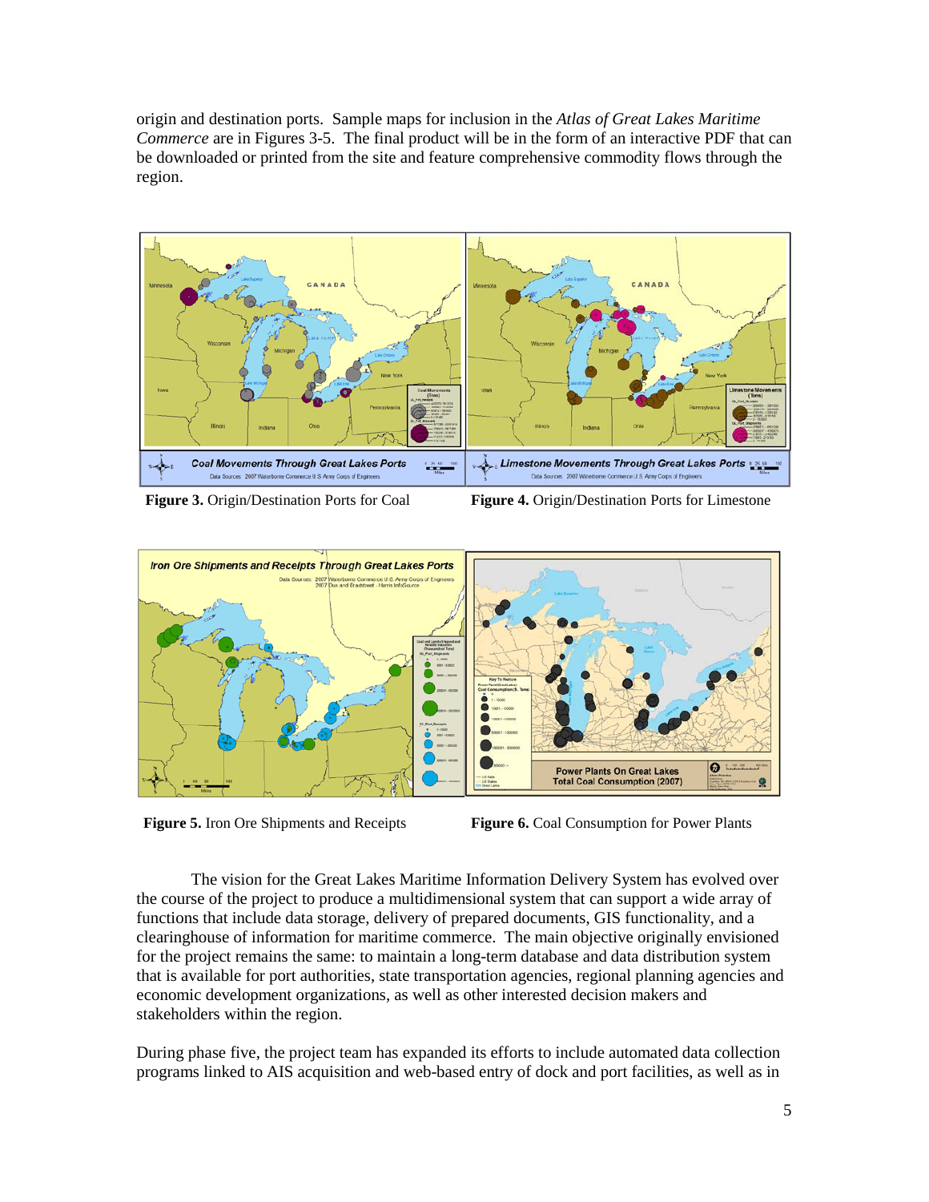origin and destination ports. Sample maps for inclusion in the *Atlas of Great Lakes Maritime Commerce* are in Figures 3-5. The final product will be in the form of an interactive PDF that can be downloaded or printed from the site and feature comprehensive commodity flows through the region.

**Figure 3.** Origin/Destination Ports for Coal

**Figure 4.** Origin/Destination Ports for Limestone

**Figure 5.** Iron Ore Shipments and Receipts

**Figure 6.** Coal Consumption for Power Plants

The vision for the Great Lakes Maritime Information Delivery System has evolved over the course of the project to produce a multidimensional system that can support a wide array of functions that include data storage, delivery of prepared documents, GIS functionality, and a clearinghouse of information for maritime commerce. The main objective originally envisioned for the project remains the same: to maintain a long-term database and data distribution system that is available for port authorities, state transportation agencies, regional planning agencies and economic development organizations, as well as other interested decision makers and stakeholders within the region.

During phase five, the project team has expanded its efforts to include automated data collection programs linked to AIS acquisition and web-based entry of dock and port facilities, as well as in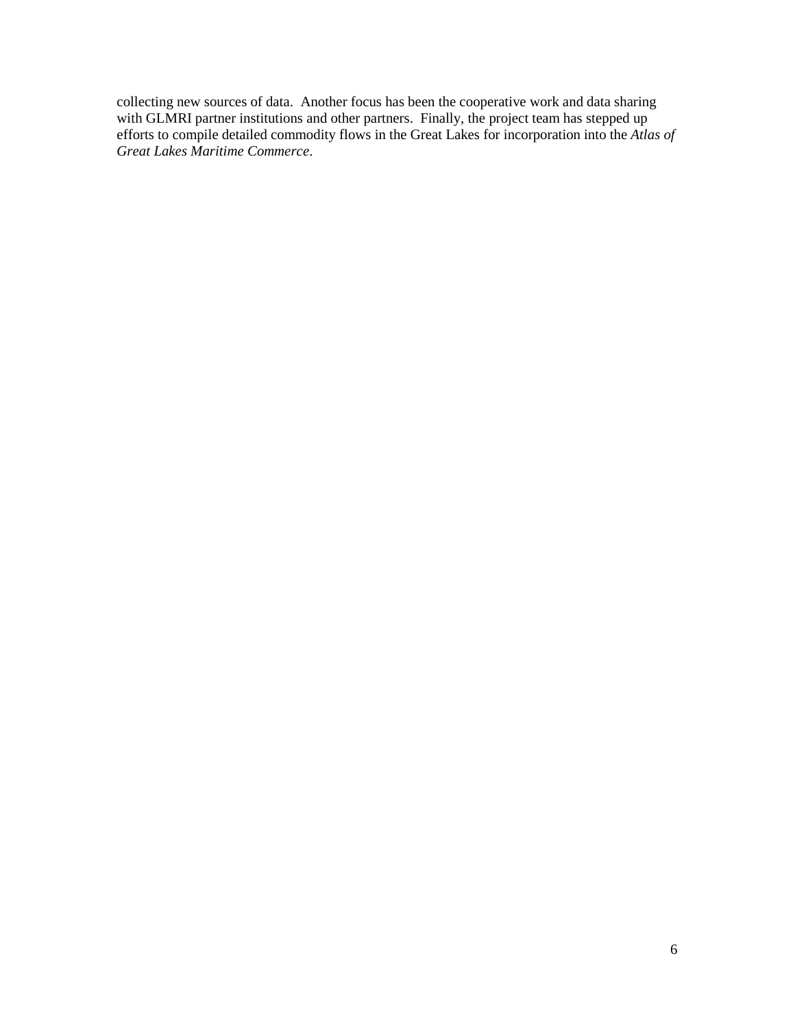collecting new sources of data. Another focus has been the cooperative work and data sharing with GLMRI partner institutions and other partners. Finally, the project team has stepped up efforts to compile detailed commodity flows in the Great Lakes for incorporation into the *Atlas of Great Lakes Maritime Commerce*.